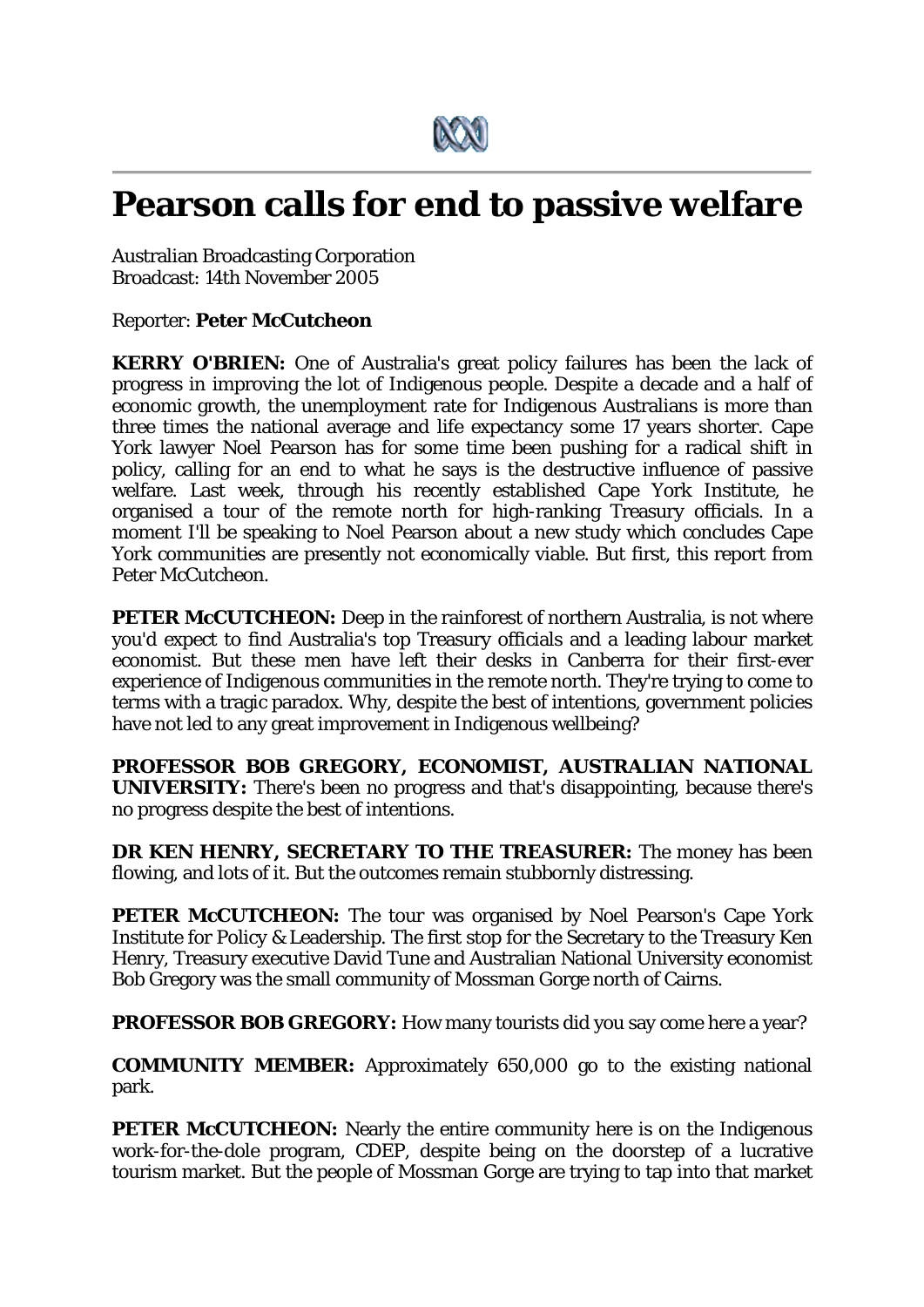# Pearson calls for end to passive welfare

Australian Broadcasting Corporation
Broadcast: 14th November 2005

Reporter: **Peter McCutcheon**

**KERRY O'BRIEN:** One of Australia's great policy failures has been the lack of progress in improving the lot of Indigenous people. Despite a decade and a half of economic growth, the unemployment rate for Indigenous Australians is more than three times the national average and life expectancy some 17 years shorter. Cape York lawyer Noel Pearson has for some time been pushing for a radical shift in policy, calling for an end to what he says is the destructive influence of passive welfare. Last week, through his recently established Cape York Institute, he organised a tour of the remote north for high-ranking Treasury officials. In a moment I'll be speaking to Noel Pearson about a new study which concludes Cape York communities are presently not economically viable. But first, this report from Peter McCutcheon.

**PETER McCUTCHEON:** Deep in the rainforest of northern Australia, is not where you'd expect to find Australia's top Treasury officials and a leading labour market economist. But these men have left their desks in Canberra for their first-ever experience of Indigenous communities in the remote north. They're trying to come to terms with a tragic paradox. Why, despite the best of intentions, government policies have not led to any great improvement in Indigenous wellbeing?

**PROFESSOR BOB GREGORY, ECONOMIST, AUSTRALIAN NATIONAL UNIVERSITY:** There's been no progress and that's disappointing, because there's no progress despite the best of intentions.

**DR KEN HENRY, SECRETARY TO THE TREASURER:** The money has been flowing, and lots of it. But the outcomes remain stubbornly distressing.

**PETER McCUTCHEON:** The tour was organised by Noel Pearson's Cape York Institute for Policy & Leadership. The first stop for the Secretary to the Treasury Ken Henry, Treasury executive David Tune and Australian National University economist Bob Gregory was the small community of Mossman Gorge north of Cairns.

**PROFESSOR BOB GREGORY:** How many tourists did you say come here a year?

**COMMUNITY MEMBER:** Approximately 650,000 go to the existing national park.

**PETER McCUTCHEON:** Nearly the entire community here is on the Indigenous work-for-the-dole program, CDEP, despite being on the doorstep of a lucrative tourism market. But the people of Mossman Gorge are trying to tap into that market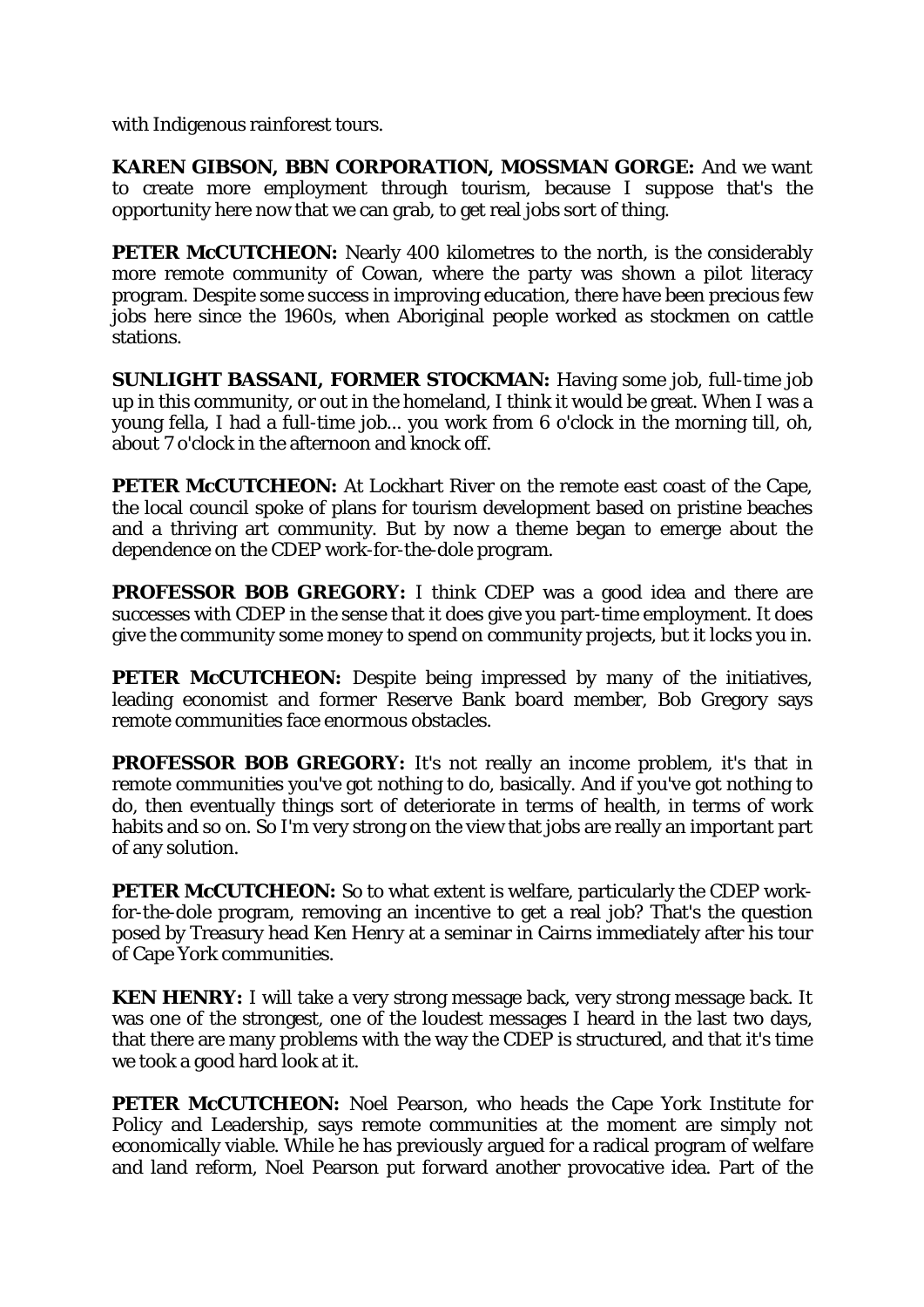with Indigenous rainforest tours.

**KAREN GIBSON, BBN CORPORATION, MOSSMAN GORGE:** And we want to create more employment through tourism, because I suppose that's the opportunity here now that we can grab, to get real jobs sort of thing.

**PETER McCUTCHEON:** Nearly 400 kilometres to the north, is the considerably more remote community of Cowan, where the party was shown a pilot literacy program. Despite some success in improving education, there have been precious few jobs here since the 1960s, when Aboriginal people worked as stockmen on cattle stations.

**SUNLIGHT BASSANI, FORMER STOCKMAN:** Having some job, full-time job up in this community, or out in the homeland, I think it would be great. When I was a young fella, I had a full-time job... you work from 6 o'clock in the morning till, oh, about 7 o'clock in the afternoon and knock off.

**PETER McCUTCHEON:** At Lockhart River on the remote east coast of the Cape, the local council spoke of plans for tourism development based on pristine beaches and a thriving art community. But by now a theme began to emerge about the dependence on the CDEP work-for-the-dole program.

**PROFESSOR BOB GREGORY:** I think CDEP was a good idea and there are successes with CDEP in the sense that it does give you part-time employment. It does give the community some money to spend on community projects, but it locks you in.

**PETER McCUTCHEON:** Despite being impressed by many of the initiatives, leading economist and former Reserve Bank board member, Bob Gregory says remote communities face enormous obstacles.

**PROFESSOR BOB GREGORY:** It's not really an income problem, it's that in remote communities you've got nothing to do, basically. And if you've got nothing to do, then eventually things sort of deteriorate in terms of health, in terms of work habits and so on. So I'm very strong on the view that jobs are really an important part of any solution.

**PETER McCUTCHEON:** So to what extent is welfare, particularly the CDEP work-for-the-dole program, removing an incentive to get a real job? That's the question posed by Treasury head Ken Henry at a seminar in Cairns immediately after his tour of Cape York communities.

**KEN HENRY:** I will take a very strong message back, very strong message back. It was one of the strongest, one of the loudest messages I heard in the last two days, that there are many problems with the way the CDEP is structured, and that it's time we took a good hard look at it.

**PETER McCUTCHEON:** Noel Pearson, who heads the Cape York Institute for Policy and Leadership, says remote communities at the moment are simply not economically viable. While he has previously argued for a radical program of welfare and land reform, Noel Pearson put forward another provocative idea. Part of the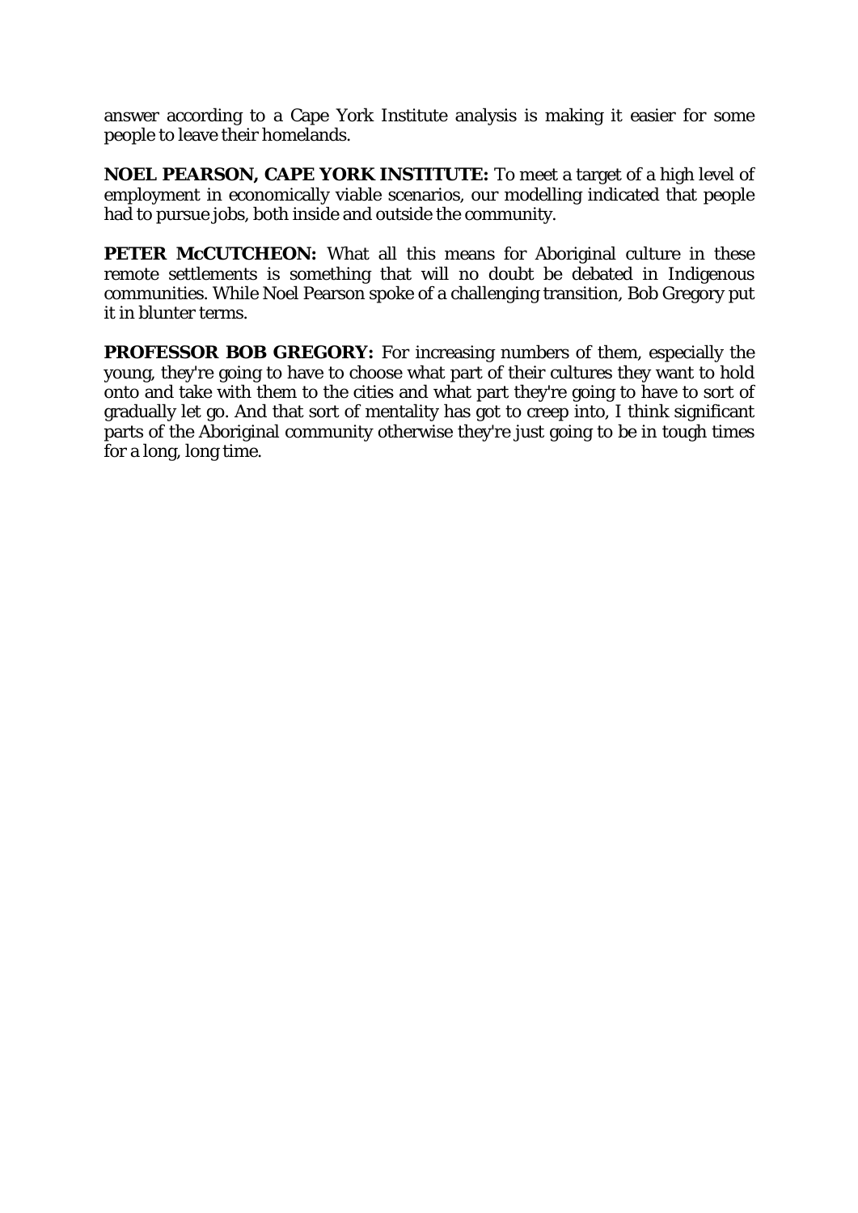answer according to a Cape York Institute analysis is making it easier for some people to leave their homelands.

**NOEL PEARSON, CAPE YORK INSTITUTE:** To meet a target of a high level of employment in economically viable scenarios, our modelling indicated that people had to pursue jobs, both inside and outside the community.

**PETER McCUTCHEON:** What all this means for Aboriginal culture in these remote settlements is something that will no doubt be debated in Indigenous communities. While Noel Pearson spoke of a challenging transition, Bob Gregory put it in blunter terms.

**PROFESSOR BOB GREGORY:** For increasing numbers of them, especially the young, they're going to have to choose what part of their cultures they want to hold onto and take with them to the cities and what part they're going to have to sort of gradually let go. And that sort of mentality has got to creep into, I think significant parts of the Aboriginal community otherwise they're just going to be in tough times for a long, long time.